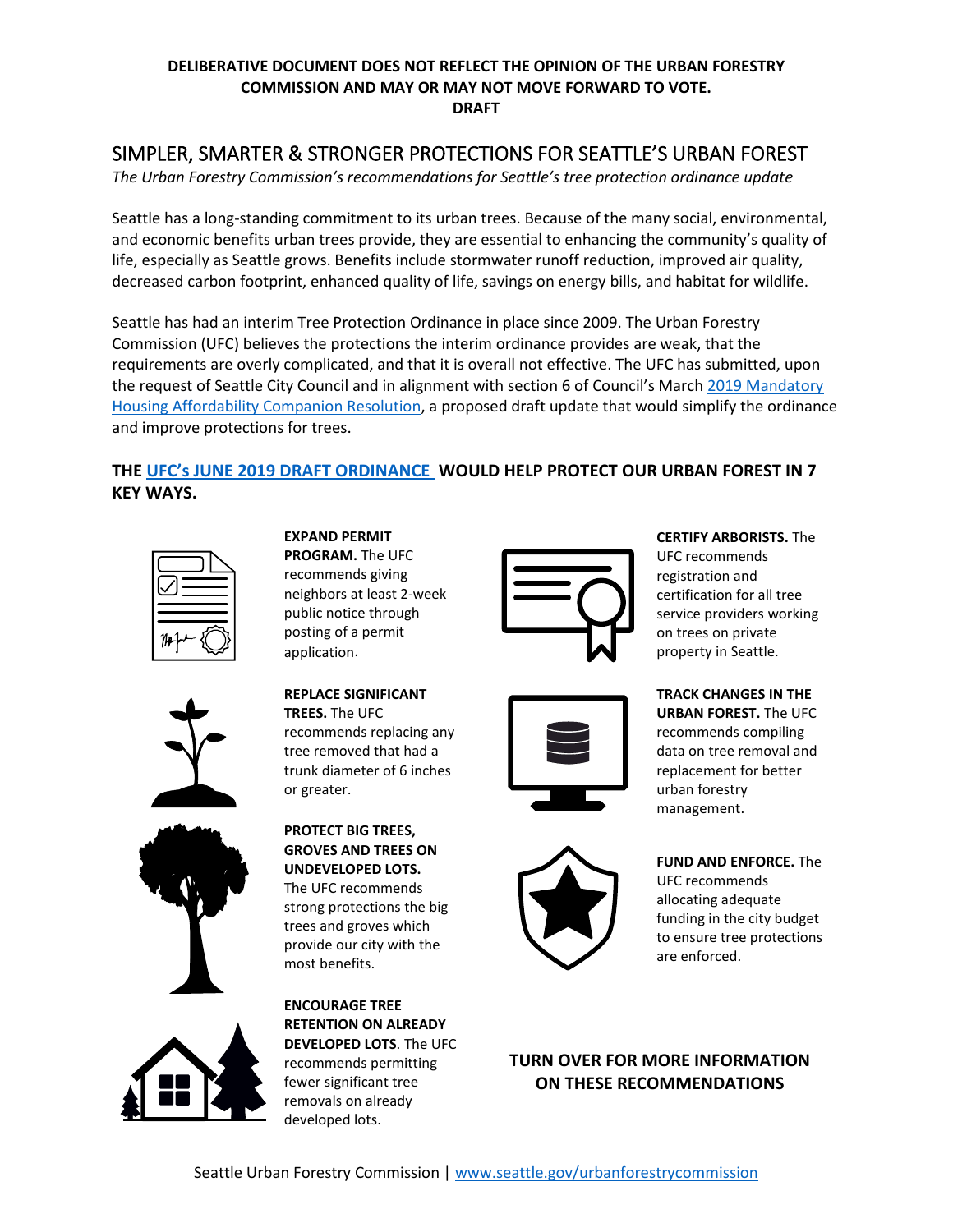**DELIBERATIVE DOCUMENT DOES NOT REFLECT THE OPINION OF THE URBAN FORESTRY COMMISSION AND MAY OR MAY NOT MOVE FORWARD TO VOTE.**
**DRAFT**

# SIMPLER, SMARTER & STRONGER PROTECTIONS FOR SEATTLE'S URBAN FOREST

*The Urban Forestry Commission's recommendations for Seattle's tree protection ordinance update*

Seattle has a long-standing commitment to its urban trees. Because of the many social, environmental, and economic benefits urban trees provide, they are essential to enhancing the community's quality of life, especially as Seattle grows. Benefits include stormwater runoff reduction, improved air quality, decreased carbon footprint, enhanced quality of life, savings on energy bills, and habitat for wildlife.

Seattle has had an interim Tree Protection Ordinance in place since 2009. The Urban Forestry Commission (UFC) believes the protections the interim ordinance provides are weak, that the requirements are overly complicated, and that it is overall not effective. The UFC has submitted, upon the request of Seattle City Council and in alignment with section 6 of Council's March 2019 Mandatory Housing Affordability Companion Resolution, a proposed draft update that would simplify the ordinance and improve protections for trees.

## THE UFC's JUNE 2019 DRAFT ORDINANCE WOULD HELP PROTECT OUR URBAN FOREST IN 7 KEY WAYS.

**EXPAND PERMIT PROGRAM.** The UFC recommends giving neighbors at least 2-week public notice through posting of a permit application.

**REPLACE SIGNIFICANT TREES.** The UFC recommends replacing any tree removed that had a trunk diameter of 6 inches or greater.

**PROTECT BIG TREES, GROVES AND TREES ON UNDEVELOPED LOTS.** The UFC recommends strong protections the big trees and groves which provide our city with the most benefits.

**ENCOURAGE TREE RETENTION ON ALREADY DEVELOPED LOTS**. The UFC recommends permitting fewer significant tree removals on already developed lots.

**CERTIFY ARBORISTS.** The UFC recommends registration and certification for all tree service providers working on trees on private property in Seattle.

**TRACK CHANGES IN THE URBAN FOREST.** The UFC recommends compiling data on tree removal and replacement for better urban forestry management.

**FUND AND ENFORCE.** The UFC recommends allocating adequate funding in the city budget to ensure tree protections are enforced.

**TURN OVER FOR MORE INFORMATION ON THESE RECOMMENDATIONS**

Seattle Urban Forestry Commission | www.seattle.gov/urbanforestrycommission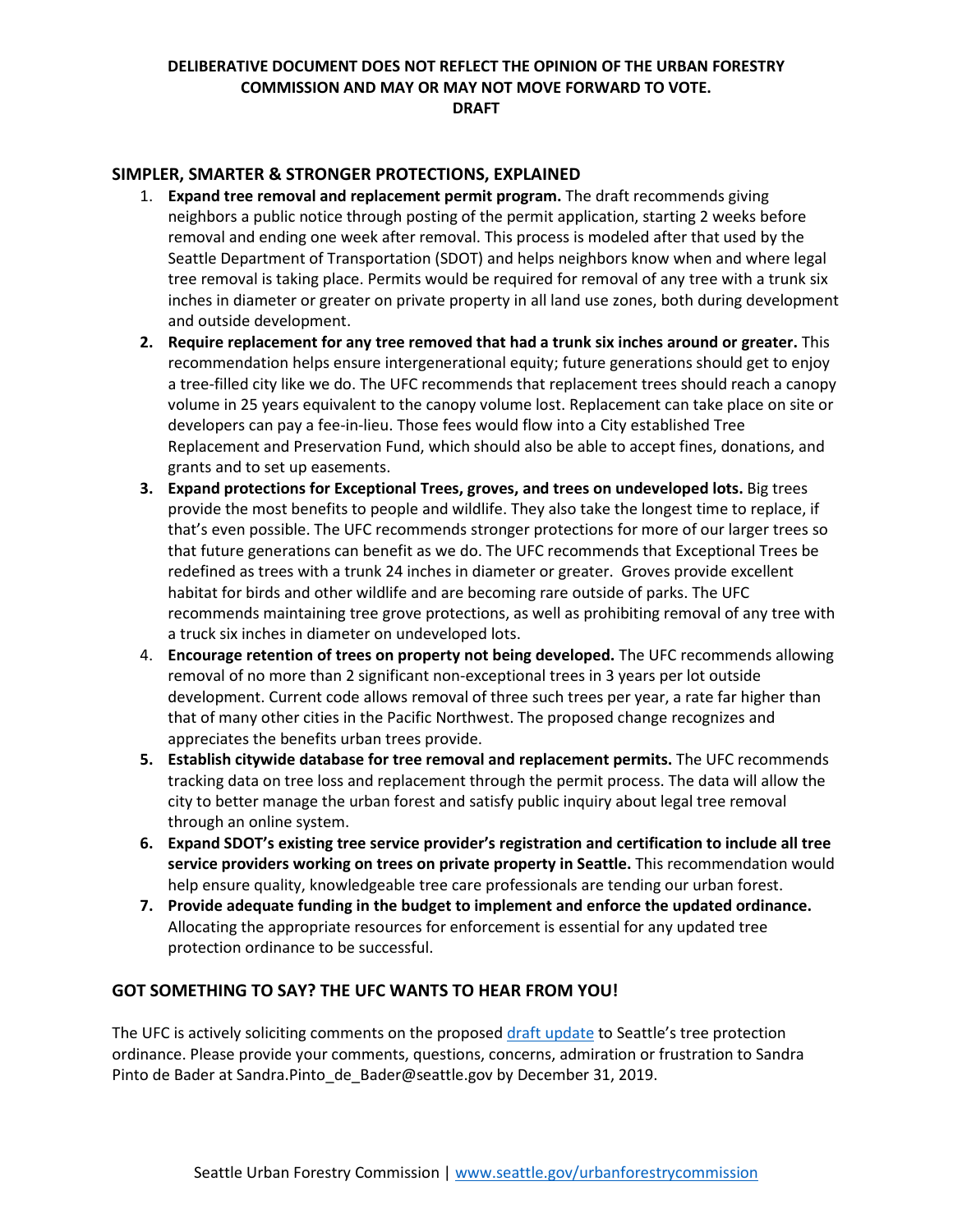**DELIBERATIVE DOCUMENT DOES NOT REFLECT THE OPINION OF THE URBAN FORESTRY COMMISSION AND MAY OR MAY NOT MOVE FORWARD TO VOTE.**
**DRAFT**

## SIMPLER, SMARTER & STRONGER PROTECTIONS, EXPLAINED

1. **Expand tree removal and replacement permit program.** The draft recommends giving neighbors a public notice through posting of the permit application, starting 2 weeks before removal and ending one week after removal. This process is modeled after that used by the Seattle Department of Transportation (SDOT) and helps neighbors know when and where legal tree removal is taking place. Permits would be required for removal of any tree with a trunk six inches in diameter or greater on private property in all land use zones, both during development and outside development.
2. **Require replacement for any tree removed that had a trunk six inches around or greater.** This recommendation helps ensure intergenerational equity; future generations should get to enjoy a tree-filled city like we do. The UFC recommends that replacement trees should reach a canopy volume in 25 years equivalent to the canopy volume lost. Replacement can take place on site or developers can pay a fee-in-lieu. Those fees would flow into a City established Tree Replacement and Preservation Fund, which should also be able to accept fines, donations, and grants and to set up easements.
3. **Expand protections for Exceptional Trees, groves, and trees on undeveloped lots.** Big trees provide the most benefits to people and wildlife. They also take the longest time to replace, if that's even possible. The UFC recommends stronger protections for more of our larger trees so that future generations can benefit as we do. The UFC recommends that Exceptional Trees be redefined as trees with a trunk 24 inches in diameter or greater. Groves provide excellent habitat for birds and other wildlife and are becoming rare outside of parks. The UFC recommends maintaining tree grove protections, as well as prohibiting removal of any tree with a truck six inches in diameter on undeveloped lots.
4. **Encourage retention of trees on property not being developed.** The UFC recommends allowing removal of no more than 2 significant non-exceptional trees in 3 years per lot outside development. Current code allows removal of three such trees per year, a rate far higher than that of many other cities in the Pacific Northwest. The proposed change recognizes and appreciates the benefits urban trees provide.
5. **Establish citywide database for tree removal and replacement permits.** The UFC recommends tracking data on tree loss and replacement through the permit process. The data will allow the city to better manage the urban forest and satisfy public inquiry about legal tree removal through an online system.
6. **Expand SDOT's existing tree service provider's registration and certification to include all tree service providers working on trees on private property in Seattle.** This recommendation would help ensure quality, knowledgeable tree care professionals are tending our urban forest.
7. **Provide adequate funding in the budget to implement and enforce the updated ordinance.** Allocating the appropriate resources for enforcement is essential for any updated tree protection ordinance to be successful.

## GOT SOMETHING TO SAY? THE UFC WANTS TO HEAR FROM YOU!

The UFC is actively soliciting comments on the proposed draft update to Seattle's tree protection ordinance. Please provide your comments, questions, concerns, admiration or frustration to Sandra Pinto de Bader at Sandra.Pinto_de_Bader@seattle.gov by December 31, 2019.

Seattle Urban Forestry Commission | www.seattle.gov/urbanforestrycommission